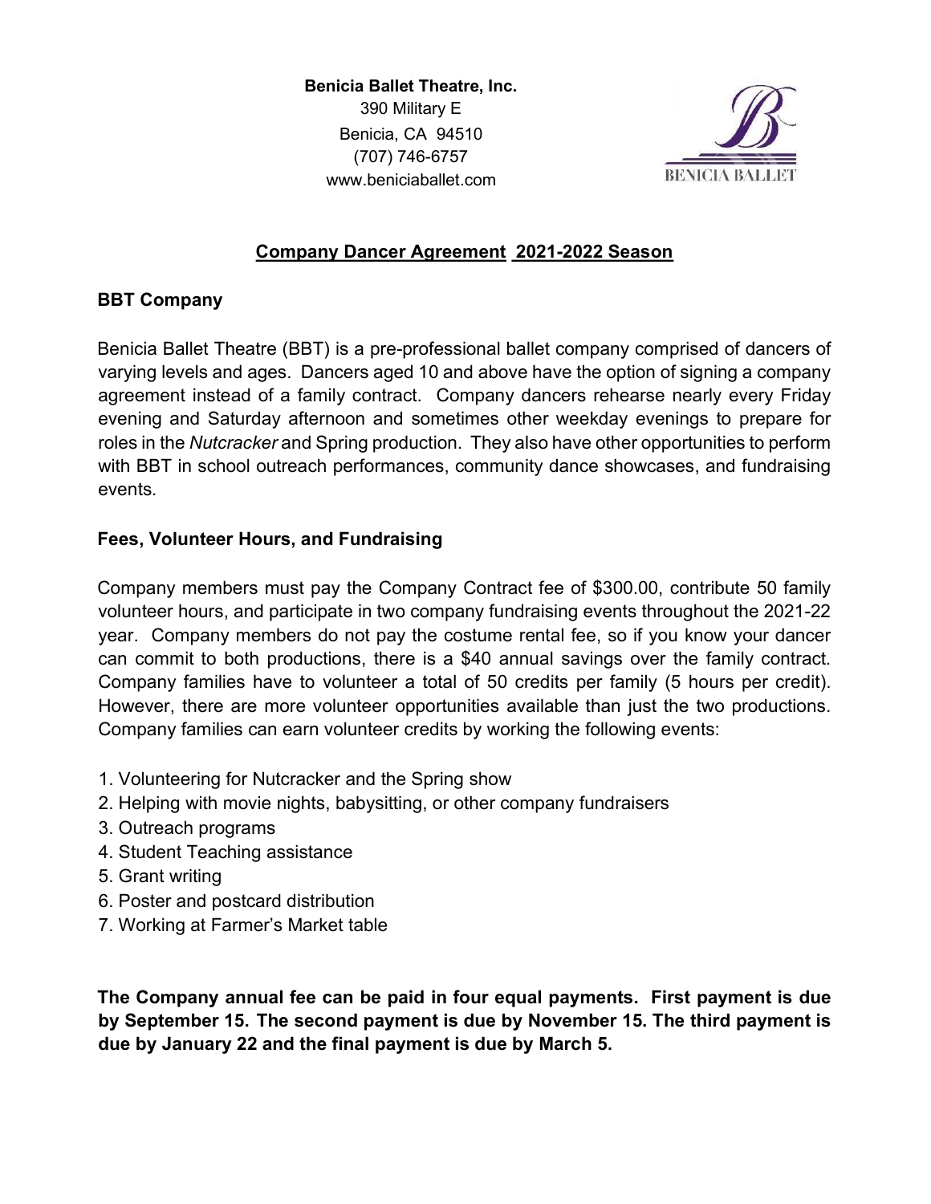**Benicia Ballet Theatre, Inc.**
390 Military E
Benicia, CA 94510
(707) 746-6757
www.beniciaballet.com

## Company Dancer Agreement 2021-2022 Season

### BBT Company

Benicia Ballet Theatre (BBT) is a pre-professional ballet company comprised of dancers of varying levels and ages. Dancers aged 10 and above have the option of signing a company agreement instead of a family contract. Company dancers rehearse nearly every Friday evening and Saturday afternoon and sometimes other weekday evenings to prepare for roles in the *Nutcracker* and Spring production. They also have other opportunities to perform with BBT in school outreach performances, community dance showcases, and fundraising events.

### Fees, Volunteer Hours, and Fundraising

Company members must pay the Company Contract fee of $300.00, contribute 50 family volunteer hours, and participate in two company fundraising events throughout the 2021-22 year. Company members do not pay the costume rental fee, so if you know your dancer can commit to both productions, there is a $40 annual savings over the family contract. Company families have to volunteer a total of 50 credits per family (5 hours per credit). However, there are more volunteer opportunities available than just the two productions. Company families can earn volunteer credits by working the following events:

1. Volunteering for Nutcracker and the Spring show
2. Helping with movie nights, babysitting, or other company fundraisers
3. Outreach programs
4. Student Teaching assistance
5. Grant writing
6. Poster and postcard distribution
7. Working at Farmer's Market table

**The Company annual fee can be paid in four equal payments. First payment is due by September 15. The second payment is due by November 15. The third payment is due by January 22 and the final payment is due by March 5.**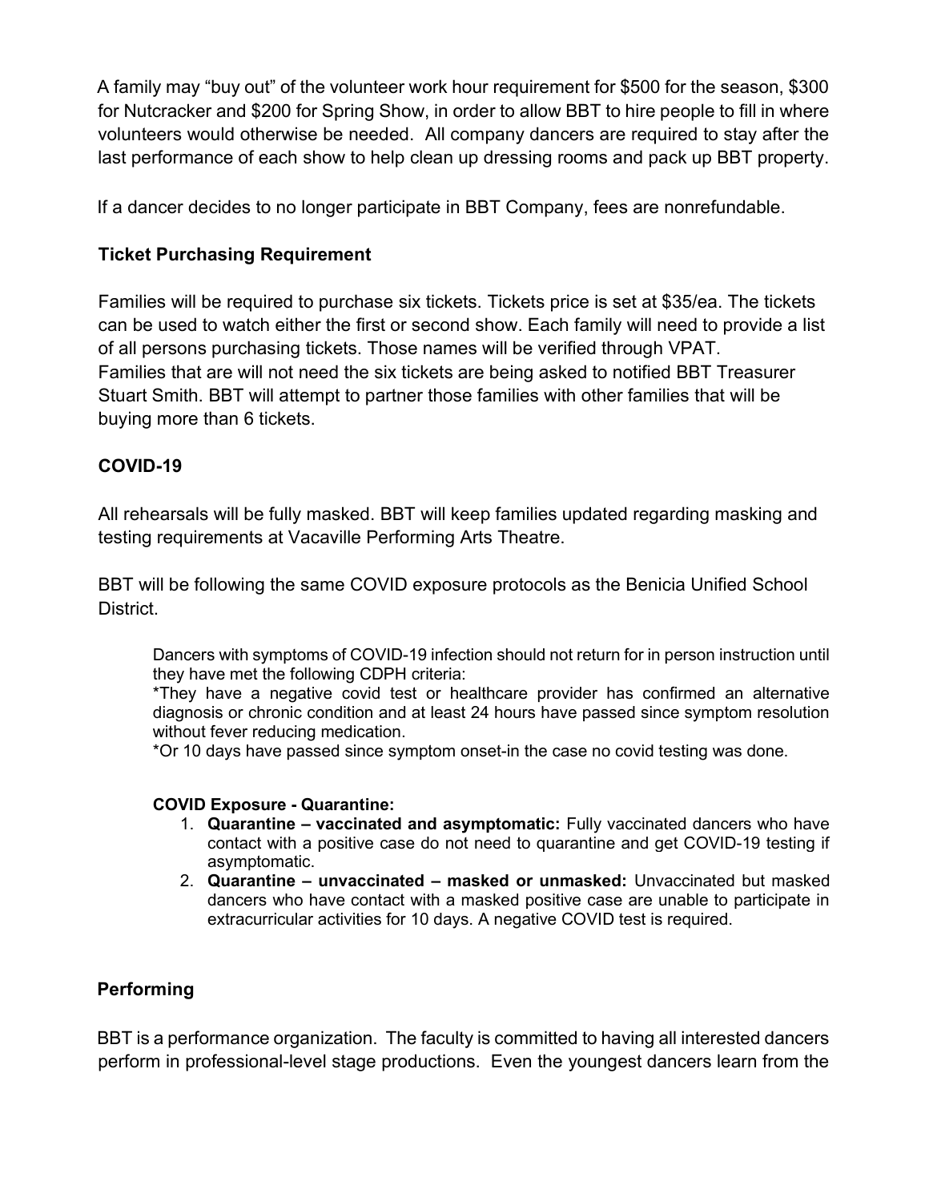A family may "buy out" of the volunteer work hour requirement for $500 for the season, $300 for Nutcracker and $200 for Spring Show, in order to allow BBT to hire people to fill in where volunteers would otherwise be needed. All company dancers are required to stay after the last performance of each show to help clean up dressing rooms and pack up BBT property.

If a dancer decides to no longer participate in BBT Company, fees are nonrefundable.

### Ticket Purchasing Requirement

Families will be required to purchase six tickets. Tickets price is set at $35/ea. The tickets can be used to watch either the first or second show. Each family will need to provide a list of all persons purchasing tickets. Those names will be verified through VPAT.
Families that are will not need the six tickets are being asked to notified BBT Treasurer Stuart Smith. BBT will attempt to partner those families with other families that will be buying more than 6 tickets.

### COVID-19

All rehearsals will be fully masked. BBT will keep families updated regarding masking and testing requirements at Vacaville Performing Arts Theatre.

BBT will be following the same COVID exposure protocols as the Benicia Unified School District.

> Dancers with symptoms of COVID-19 infection should not return for in person instruction until they have met the following CDPH criteria:
> *They have a negative covid test or healthcare provider has confirmed an alternative diagnosis or chronic condition and at least 24 hours have passed since symptom resolution without fever reducing medication.
> *Or 10 days have passed since symptom onset-in the case no covid testing was done.
>
> **COVID Exposure - Quarantine:**
>
> 1. **Quarantine – vaccinated and asymptomatic:** Fully vaccinated dancers who have contact with a positive case do not need to quarantine and get COVID-19 testing if asymptomatic.
> 2. **Quarantine – unvaccinated – masked or unmasked:** Unvaccinated but masked dancers who have contact with a masked positive case are unable to participate in extracurricular activities for 10 days. A negative COVID test is required.

### Performing

BBT is a performance organization. The faculty is committed to having all interested dancers perform in professional-level stage productions. Even the youngest dancers learn from the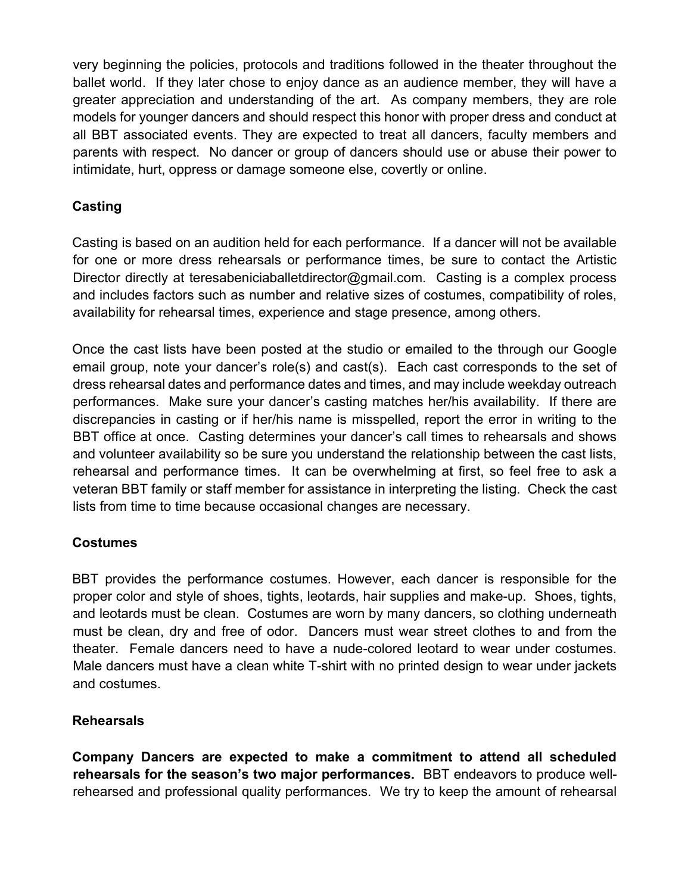very beginning the policies, protocols and traditions followed in the theater throughout the ballet world. If they later chose to enjoy dance as an audience member, they will have a greater appreciation and understanding of the art. As company members, they are role models for younger dancers and should respect this honor with proper dress and conduct at all BBT associated events. They are expected to treat all dancers, faculty members and parents with respect. No dancer or group of dancers should use or abuse their power to intimidate, hurt, oppress or damage someone else, covertly or online.

### Casting

Casting is based on an audition held for each performance. If a dancer will not be available for one or more dress rehearsals or performance times, be sure to contact the Artistic Director directly at teresabeniciaballetdirector@gmail.com. Casting is a complex process and includes factors such as number and relative sizes of costumes, compatibility of roles, availability for rehearsal times, experience and stage presence, among others.

Once the cast lists have been posted at the studio or emailed to the through our Google email group, note your dancer's role(s) and cast(s). Each cast corresponds to the set of dress rehearsal dates and performance dates and times, and may include weekday outreach performances. Make sure your dancer's casting matches her/his availability. If there are discrepancies in casting or if her/his name is misspelled, report the error in writing to the BBT office at once. Casting determines your dancer's call times to rehearsals and shows and volunteer availability so be sure you understand the relationship between the cast lists, rehearsal and performance times. It can be overwhelming at first, so feel free to ask a veteran BBT family or staff member for assistance in interpreting the listing. Check the cast lists from time to time because occasional changes are necessary.

### Costumes

BBT provides the performance costumes. However, each dancer is responsible for the proper color and style of shoes, tights, leotards, hair supplies and make-up. Shoes, tights, and leotards must be clean. Costumes are worn by many dancers, so clothing underneath must be clean, dry and free of odor. Dancers must wear street clothes to and from the theater. Female dancers need to have a nude-colored leotard to wear under costumes. Male dancers must have a clean white T-shirt with no printed design to wear under jackets and costumes.

### Rehearsals

**Company Dancers are expected to make a commitment to attend all scheduled rehearsals for the season's two major performances.** BBT endeavors to produce well-rehearsed and professional quality performances. We try to keep the amount of rehearsal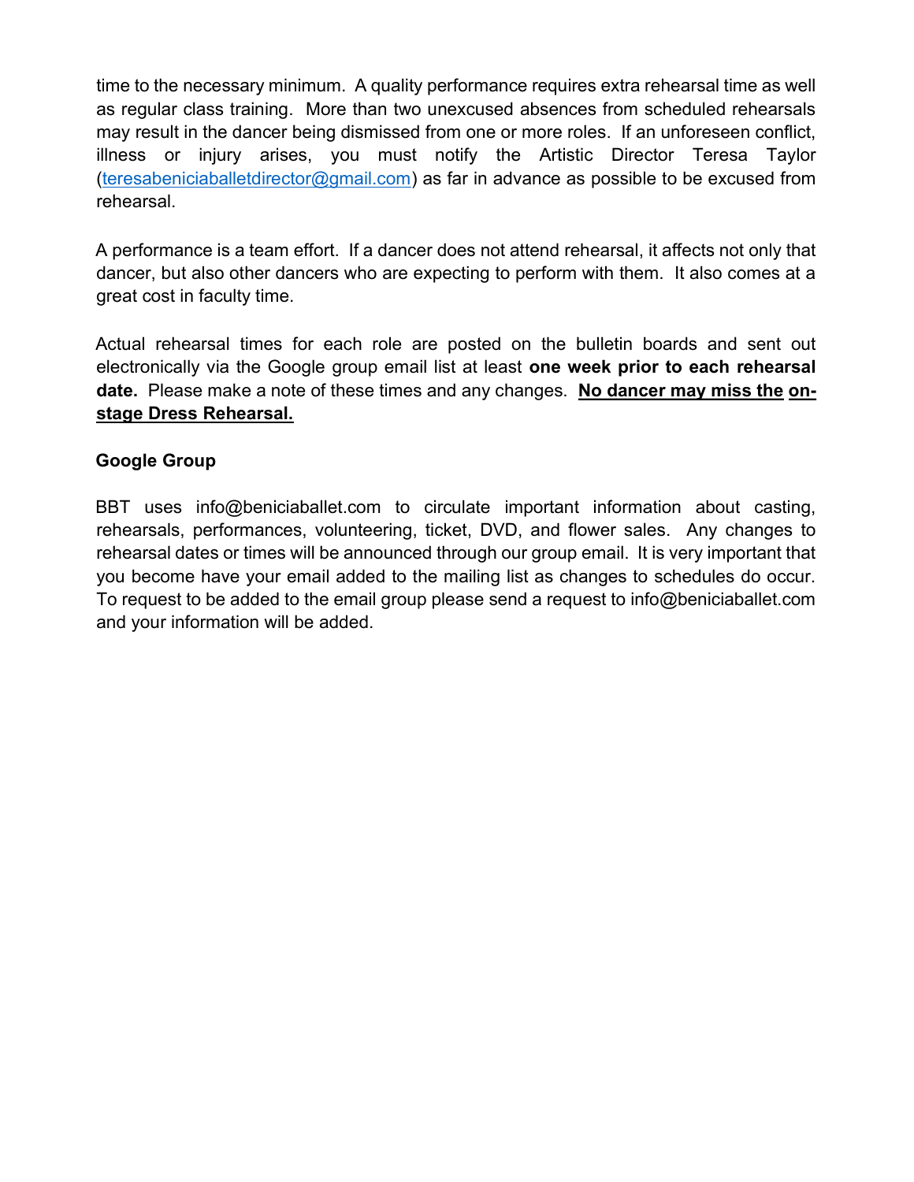time to the necessary minimum. A quality performance requires extra rehearsal time as well as regular class training. More than two unexcused absences from scheduled rehearsals may result in the dancer being dismissed from one or more roles. If an unforeseen conflict, illness or injury arises, you must notify the Artistic Director Teresa Taylor (teresabeniciaballetdirector@gmail.com) as far in advance as possible to be excused from rehearsal.

A performance is a team effort. If a dancer does not attend rehearsal, it affects not only that dancer, but also other dancers who are expecting to perform with them. It also comes at a great cost in faculty time.

Actual rehearsal times for each role are posted on the bulletin boards and sent out electronically via the Google group email list at least **one week prior to each rehearsal date.** Please make a note of these times and any changes. **<u>No dancer may miss the on-stage Dress Rehearsal.</u>**

**Google Group**

BBT uses info@beniciaballet.com to circulate important information about casting, rehearsals, performances, volunteering, ticket, DVD, and flower sales. Any changes to rehearsal dates or times will be announced through our group email. It is very important that you become have your email added to the mailing list as changes to schedules do occur. To request to be added to the email group please send a request to info@beniciaballet.com and your information will be added.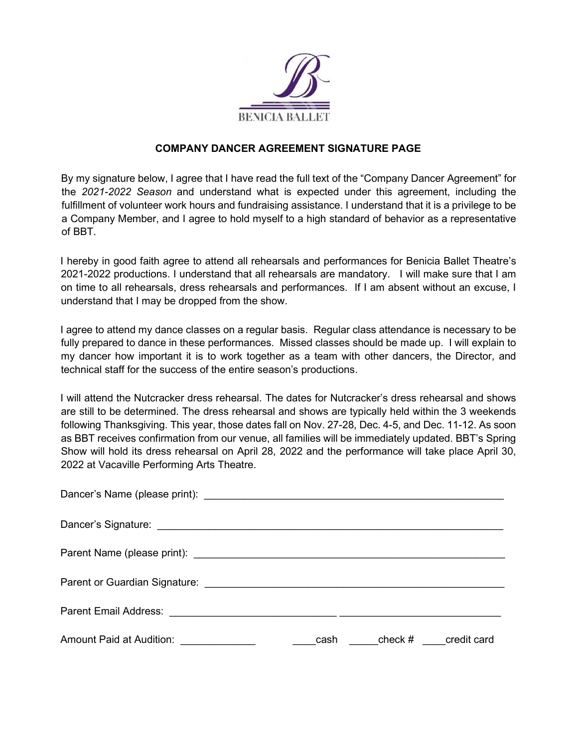BENICIA BALLET

## COMPANY DANCER AGREEMENT SIGNATURE PAGE

By my signature below, I agree that I have read the full text of the "Company Dancer Agreement" for the *2021-2022 Season* and understand what is expected under this agreement, including the fulfillment of volunteer work hours and fundraising assistance. I understand that it is a privilege to be a Company Member, and I agree to hold myself to a high standard of behavior as a representative of BBT.

I hereby in good faith agree to attend all rehearsals and performances for Benicia Ballet Theatre's 2021-2022 productions. I understand that all rehearsals are mandatory. I will make sure that I am on time to all rehearsals, dress rehearsals and performances. If I am absent without an excuse, I understand that I may be dropped from the show.

I agree to attend my dance classes on a regular basis. Regular class attendance is necessary to be fully prepared to dance in these performances. Missed classes should be made up. I will explain to my dancer how important it is to work together as a team with other dancers, the Director, and technical staff for the success of the entire season's productions.

I will attend the Nutcracker dress rehearsal. The dates for Nutcracker's dress rehearsal and shows are still to be determined. The dress rehearsal and shows are typically held within the 3 weekends following Thanksgiving. This year, those dates fall on Nov. 27-28, Dec. 4-5, and Dec. 11-12. As soon as BBT receives confirmation from our venue, all families will be immediately updated. BBT's Spring Show will hold its dress rehearsal on April 28, 2022 and the performance will take place April 30, 2022 at Vacaville Performing Arts Theatre.

Dancer's Name (please print): ______________________________________________

Dancer's Signature: ______________________________________________________

Parent Name (please print): _______________________________________________

Parent or Guardian Signature: _____________________________________________

Parent Email Address: _________________________ _________________________

Amount Paid at Audition: ____________ ____cash _____check # ____credit card